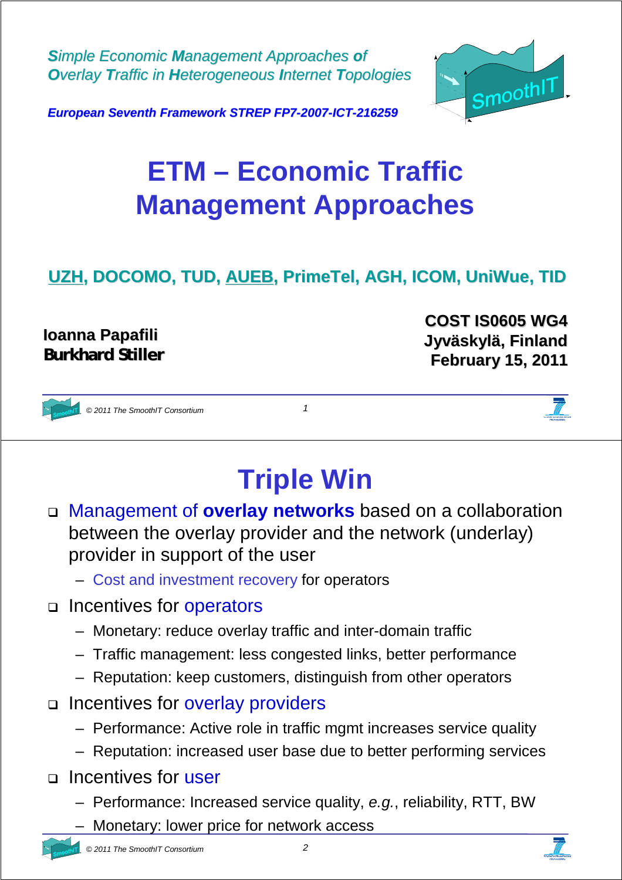*Simple Economic Management Approaches of Overlay Traffic in Heterogeneous Internet Topologies*

***European Seventh Framework STREP FP7-2007-ICT-216259***

# ETM – Economic Traffic Management Approaches

**UZH, DOCOMO, TUD, AUEB, PrimeTel, AGH, ICOM, UniWue, TID**

**Ioanna Papafili**
**Burkhard Stiller**

**COST IS0605 WG4**
**Jyväskylä, Finland**
**February 15, 2011**

## Triple Win

- Management of **overlay networks** based on a collaboration between the overlay provider and the network (underlay) provider in support of the user
  - Cost and investment recovery for operators
- Incentives for operators
  - Monetary: reduce overlay traffic and inter-domain traffic
  - Traffic management: less congested links, better performance
  - Reputation: keep customers, distinguish from other operators
- Incentives for overlay providers
  - Performance: Active role in traffic mgmt increases service quality
  - Reputation: increased user base due to better performing services
- Incentives for user
  - Performance: Increased service quality, *e.g.*, reliability, RTT, BW
  - Monetary: lower price for network access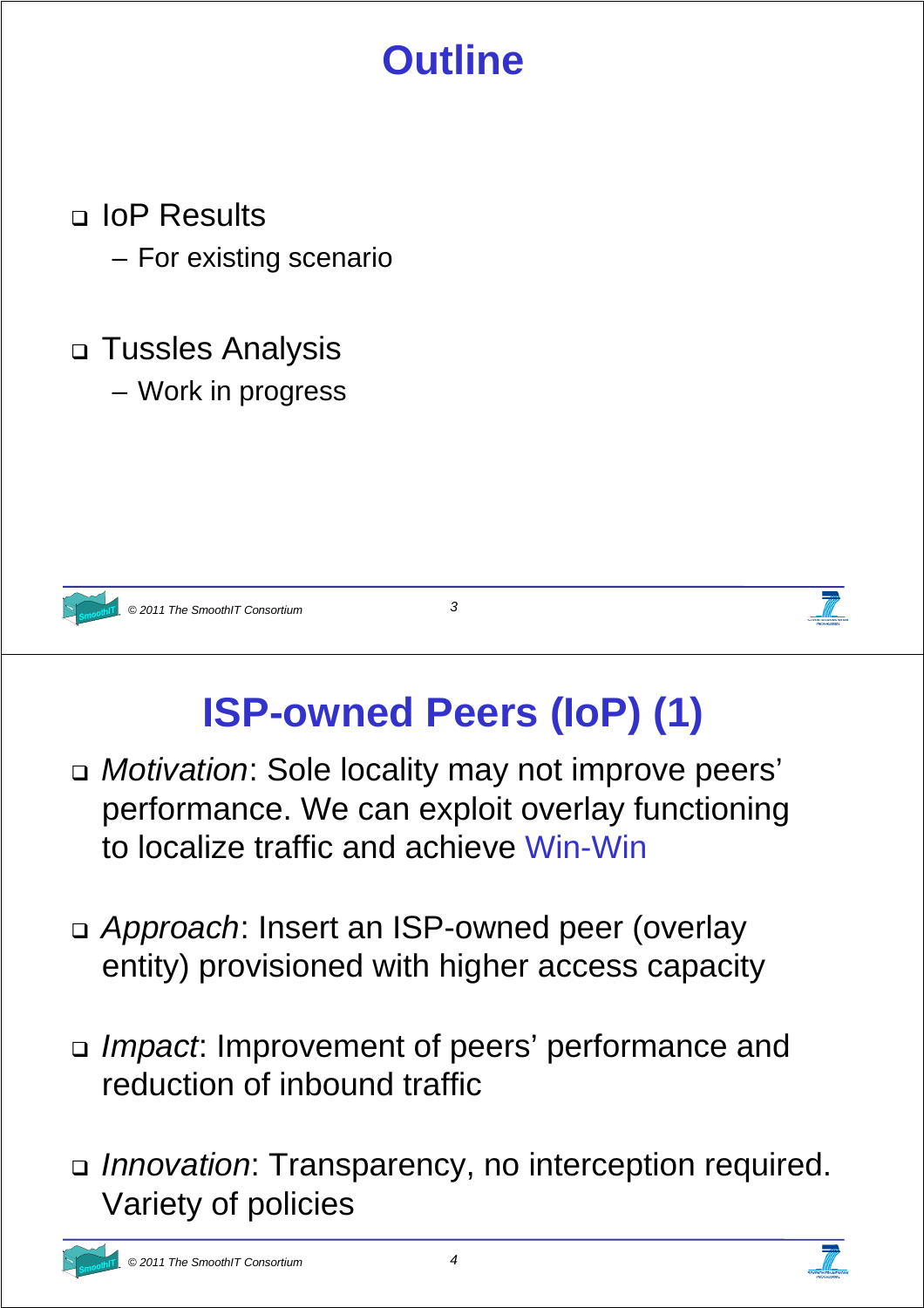# Outline

- IoP Results
  - For existing scenario
- Tussles Analysis
  - Work in progress

# ISP-owned Peers (IoP) (1)

- *Motivation*: Sole locality may not improve peers' performance. We can exploit overlay functioning to localize traffic and achieve Win-Win
- *Approach*: Insert an ISP-owned peer (overlay entity) provisioned with higher access capacity
- *Impact*: Improvement of peers' performance and reduction of inbound traffic
- *Innovation*: Transparency, no interception required. Variety of policies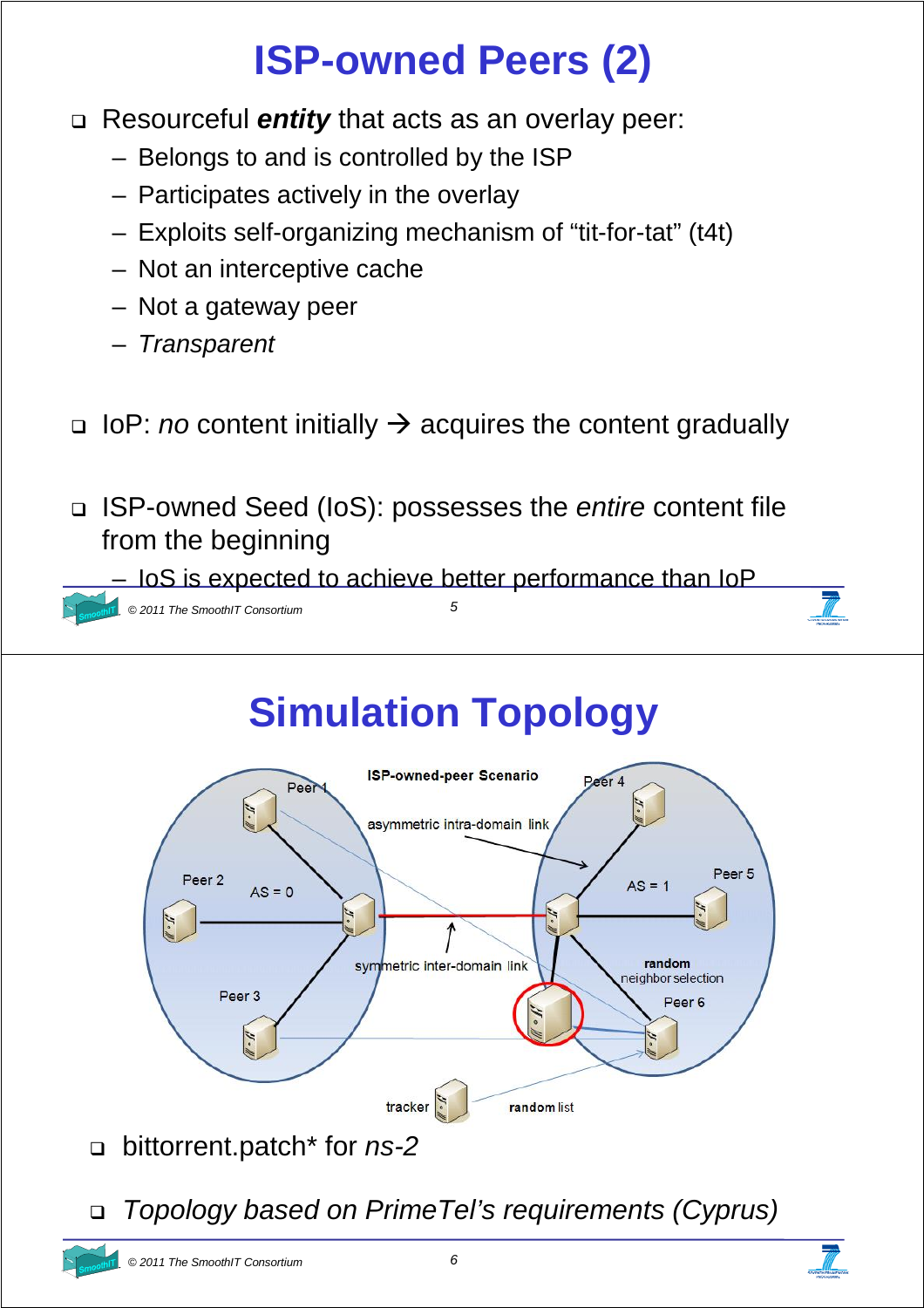# ISP-owned Peers (2)

- Resourceful ***entity*** that acts as an overlay peer:
  - Belongs to and is controlled by the ISP
  - Participates actively in the overlay
  - Exploits self-organizing mechanism of “tit-for-tat” (t4t)
  - Not an interceptive cache
  - Not a gateway peer
  - *Transparent*

- IoP: *no* content initially → acquires the content gradually

- ISP-owned Seed (IoS): possesses the *entire* content file from the beginning
  - IoS is expected to achieve better performance than IoP

# Simulation Topology

ISP-owned-peer Scenario

Peer 1, Peer 2, Peer 3, AS = 0, Peer 4, Peer 5, Peer 6, AS = 1, asymmetric intra-domain link, symmetric inter-domain link, **random** neighbor selection, tracker, **random** list

- bittorrent.patch* for *ns-2*

- *Topology based on PrimeTel’s requirements (Cyprus)*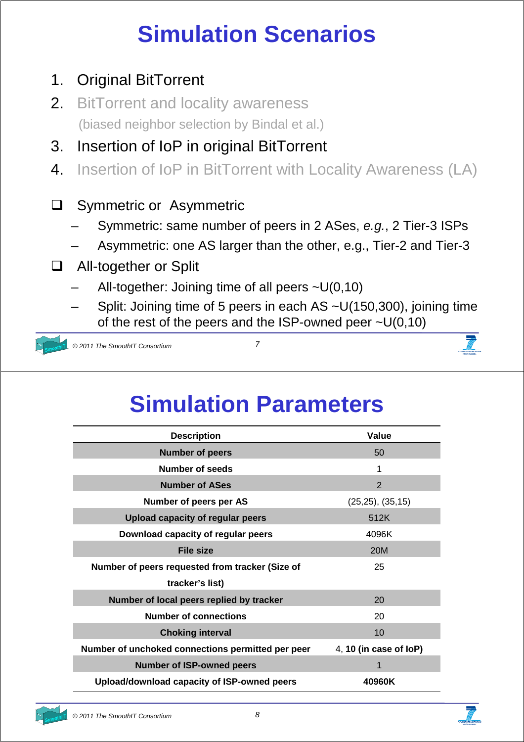# Simulation Scenarios

1. Original BitTorrent
2. BitTorrent and locality awareness
   (biased neighbor selection by Bindal et al.)
3. Insertion of IoP in original BitTorrent
4. Insertion of IoP in BitTorrent with Locality Awareness (LA)

- Symmetric or Asymmetric
  - Symmetric: same number of peers in 2 ASes, *e.g.*, 2 Tier-3 ISPs
  - Asymmetric: one AS larger than the other, e.g., Tier-2 and Tier-3
- All-together or Split
  - All-together: Joining time of all peers ~U(0,10)
  - Split: Joining time of 5 peers in each AS ~U(150,300), joining time of the rest of the peers and the ISP-owned peer ~U(0,10)

# Simulation Parameters

| Description | Value |
|---|---|
| **Number of peers** | 50 |
| **Number of seeds** | 1 |
| **Number of ASes** | 2 |
| **Number of peers per AS** | (25,25), (35,15) |
| **Upload capacity of regular peers** | 512K |
| **Download capacity of regular peers** | 4096K |
| **File size** | 20M |
| **Number of peers requested from tracker (Size of tracker's list)** | 25 |
| **Number of local peers replied by tracker** | 20 |
| **Number of connections** | 20 |
| **Choking interval** | 10 |
| **Number of unchoked connections permitted per peer** | 4, **10 (in case of IoP)** |
| **Number of ISP-owned peers** | 1 |
| **Upload/download capacity of ISP-owned peers** | **40960K** |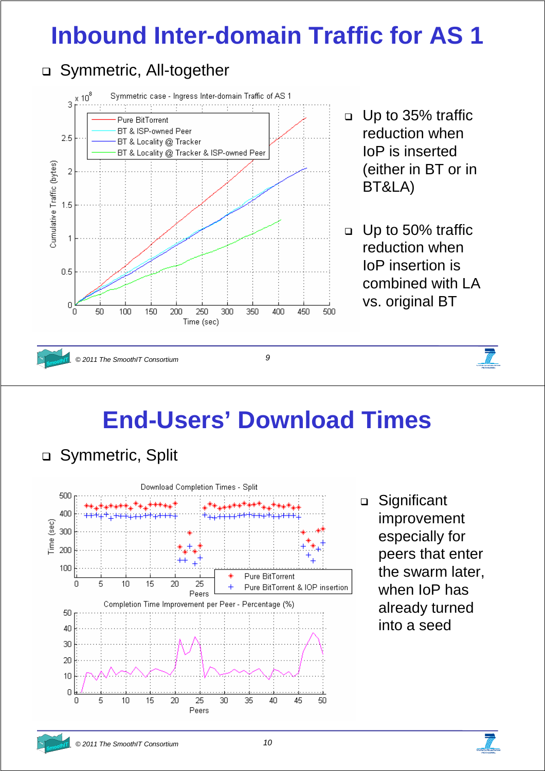# Inbound Inter-domain Traffic for AS 1

- Symmetric, All-together

- Up to 35% traffic reduction when IoP is inserted (either in BT or in BT&LA)
- Up to 50% traffic reduction when IoP insertion is combined with LA vs. original BT

# End-Users' Download Times

- Symmetric, Split

- Significant improvement especially for peers that enter the swarm later, when IoP has already turned into a seed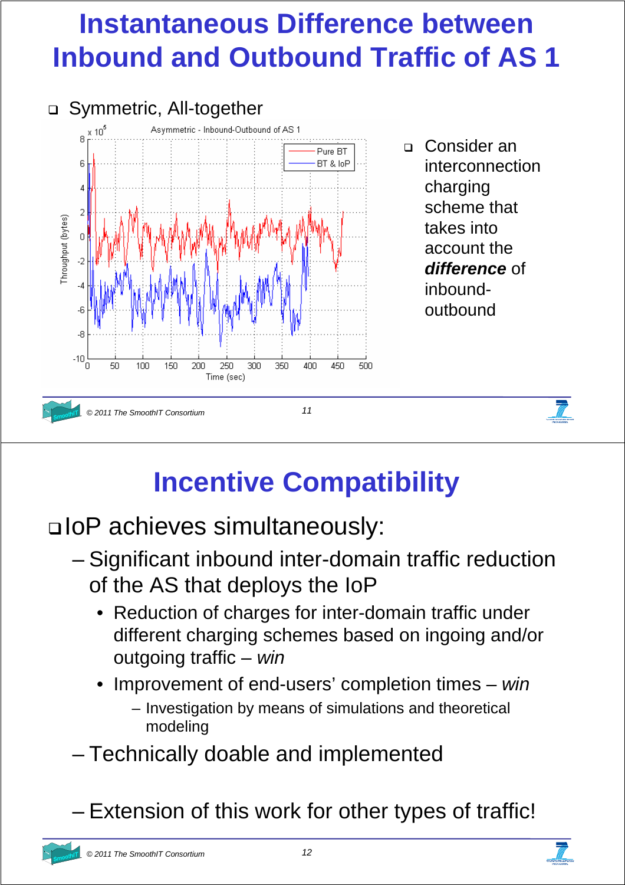# Instantaneous Difference between Inbound and Outbound Traffic of AS 1

- Symmetric, All-together

- Consider an interconnection charging scheme that takes into account the ***difference*** of inbound-outbound

# Incentive Compatibility

- IoP achieves simultaneously:
  - Significant inbound inter-domain traffic reduction of the AS that deploys the IoP
    - Reduction of charges for inter-domain traffic under different charging schemes based on ingoing and/or outgoing traffic – *win*
    - Improvement of end-users' completion times – *win*
      - Investigation by means of simulations and theoretical modeling
  - Technically doable and implemented
  - Extension of this work for other types of traffic!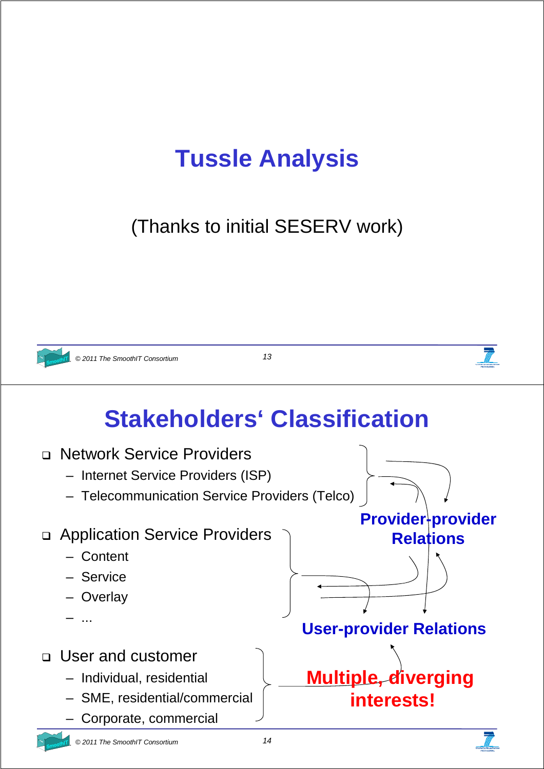# Tussle Analysis

(Thanks to initial SESERV work)

# Stakeholders' Classification

- Network Service Providers
  - Internet Service Providers (ISP)
  - Telecommunication Service Providers (Telco)
- Application Service Providers
  - Content
  - Service
  - Overlay
  - ...
- User and customer
  - Individual, residential
  - SME, residential/commercial
  - Corporate, commercial

**Provider-provider Relations**

**User-provider Relations**

**Multiple, diverging interests!**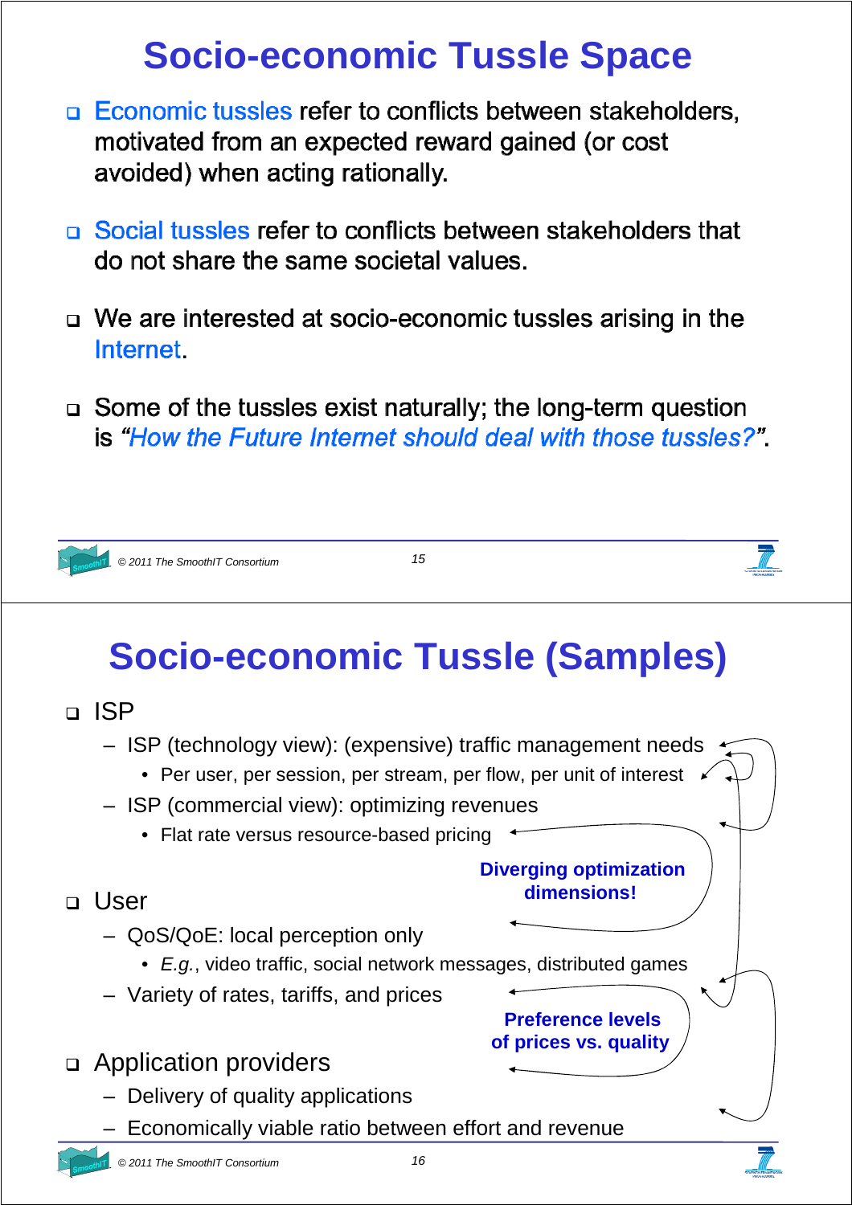# Socio-economic Tussle Space

- Economic tussles refer to conflicts between stakeholders, motivated from an expected reward gained (or cost avoided) when acting rationally.
- Social tussles refer to conflicts between stakeholders that do not share the same societal values.
- We are interested at socio-economic tussles arising in the Internet.
- Some of the tussles exist naturally; the long-term question is *"How the Future Internet should deal with those tussles?"*.

# Socio-economic Tussle (Samples)

- ISP
  - ISP (technology view): (expensive) traffic management needs
    - Per user, per session, per stream, per flow, per unit of interest
  - ISP (commercial view): optimizing revenues
    - Flat rate versus resource-based pricing
- User
  - QoS/QoE: local perception only
    - *E.g.*, video traffic, social network messages, distributed games
  - Variety of rates, tariffs, and prices
- Application providers
  - Delivery of quality applications
  - Economically viable ratio between effort and revenue

**Diverging optimization dimensions!**

**Preference levels of prices vs. quality**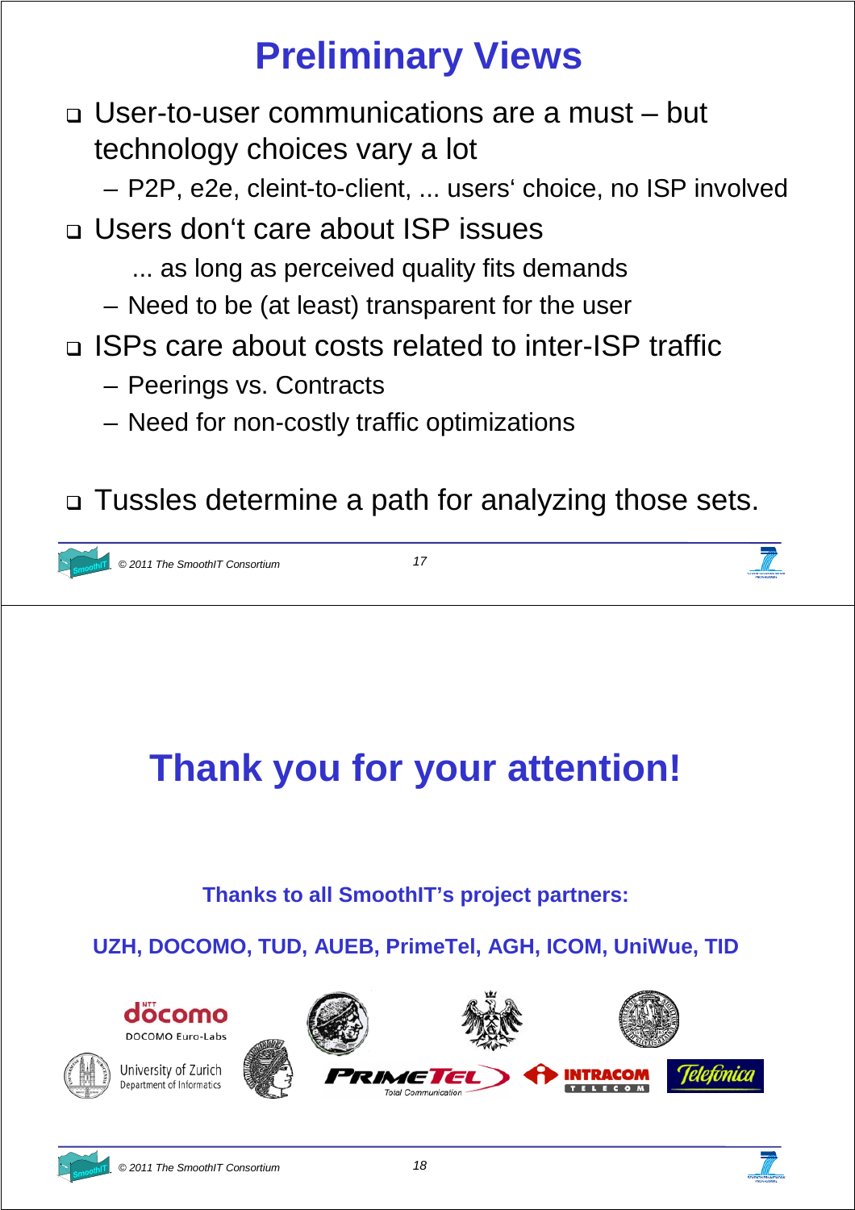# Preliminary Views

- User-to-user communications are a must – but technology choices vary a lot
  - P2P, e2e, cleint-to-client, ... users' choice, no ISP involved
- Users don't care about ISP issues
  ... as long as perceived quality fits demands
  - Need to be (at least) transparent for the user
- ISPs care about costs related to inter-ISP traffic
  - Peerings vs. Contracts
  - Need for non-costly traffic optimizations
- Tussles determine a path for analyzing those sets.

# Thank you for your attention!

**Thanks to all SmoothIT's project partners:**

**UZH, DOCOMO, TUD, AUEB, PrimeTel, AGH, ICOM, UniWue, TID**